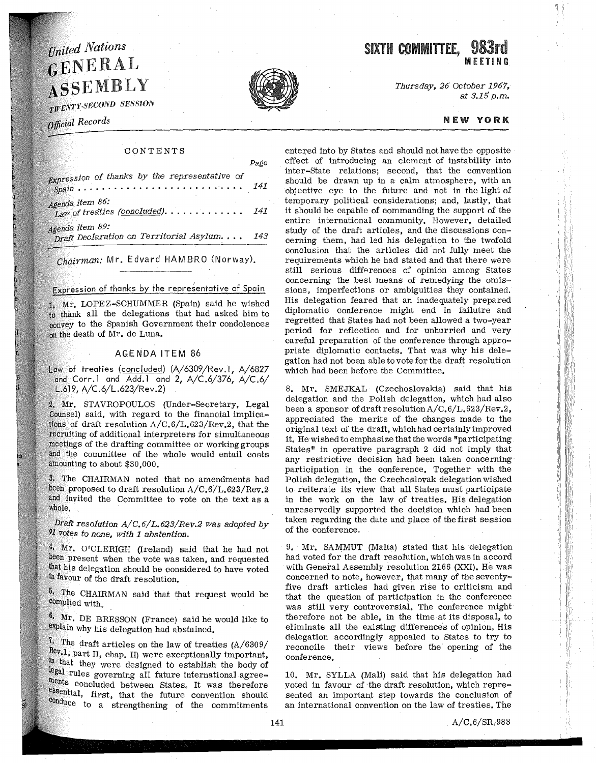United Nations
# GENERAL ASSEMBLY
TWENTY-SECOND SESSION
*Official Records*

# SIXTH COMMITTEE, 983rd MEETING

*Thursday, 26 October 1967, at 3.15 p.m.*

**NEW YORK**

CONTENTS

| | Page |
|---|---|
| *Expression of thanks by the representative of Spain* | 141 |
| *Agenda item 86: Law of treaties* (concluded) | 141 |
| *Agenda item 89: Draft Declaration on Territorial Asylum* | 143 |

*Chairman:* Mr. Edvard HAMBRO (Norway).

## Expression of thanks by the representative of Spain

1. Mr. LOPEZ-SCHUMMER (Spain) said he wished to thank all the delegations that had asked him to convey to the Spanish Government their condolences on the death of Mr. de Luna.

## AGENDA ITEM 86

Law of treaties (concluded) (A/6309/Rev.1, A/6827 and Corr.1 and Add.1 and 2, A/C.6/376, A/C.6/L.619, A/C.6/L.623/Rev.2)

2. Mr. STAVROPOULOS (Under-Secretary, Legal Counsel) said, with regard to the financial implications of draft resolution A/C.6/L.623/Rev.2, that the recruiting of additional interpreters for simultaneous meetings of the drafting committee or working groups and the committee of the whole would entail costs amounting to about $30,000.

3. The CHAIRMAN noted that no amendments had been proposed to draft resolution A/C.6/L.623/Rev.2 and invited the Committee to vote on the text as a whole.

*Draft resolution A/C.6/L.623/Rev.2 was adopted by 91 votes to none, with 1 abstention.*

4. Mr. O'CLERIGH (Ireland) said that he had not been present when the vote was taken, and requested that his delegation should be considered to have voted in favour of the draft resolution.

5. The CHAIRMAN said that that request would be complied with.

6. Mr. DE BRESSON (France) said he would like to explain why his delegation had abstained.

7. The draft articles on the law of treaties (A/6309/Rev.1, part II, chap. II) were exceptionally important, in that they were designed to establish the body of legal rules governing all future international agreements concluded between States. It was therefore essential, first, that the future convention should conduce to a strengthening of the commitments entered into by States and should not have the opposite effect of introducing an element of instability into inter-State relations; second, that the convention should be drawn up in a calm atmosphere, with an objective eye to the future and not in the light of temporary political considerations; and, lastly, that it should be capable of commanding the support of the entire international community. However, detailed study of the draft articles, and the discussions concerning them, had led his delegation to the twofold conclusion that the articles did not fully meet the requirements which he had stated and that there were still serious differences of opinion among States concerning the best means of remedying the omissions, imperfections or ambiguities they contained. His delegation feared that an inadequately prepared diplomatic conference might end in failutre and regretted that States had not been allowed a two-year period for reflection and for unhurried and very careful preparation of the conference through appropriate diplomatic contacts. That was why his delegation had not been able to vote for the draft resolution which had been before the Committee.

8. Mr. SMEJKAL (Czechoslovakia) said that his delegation and the Polish delegation, which had also been a sponsor of draft resolution A/C.6/L.623/Rev.2, appreciated the merits of the changes made to the original text of the draft, which had certainly improved it. He wished to emphasize that the words "participating States" in operative paragraph 2 did not imply that any restrictive decision had been taken concerning participation in the conference. Together with the Polish delegation, the Czechoslovak delegation wished to reiterate its view that all States must participate in the work on the law of treaties. His delegation unreservedly supported the decision which had been taken regarding the date and place of the first session of the conference.

9. Mr. SAMMUT (Malta) stated that his delegation had voted for the draft resolution, which was in accord with General Assembly resolution 2166 (XXI). He was concerned to note, however, that many of the seventy-five draft articles had given rise to criticism and that the question of participation in the conference was still very controversial. The conference might therefore not be able, in the time at its disposal, to eliminate all the existing differences of opinion. His delegation accordingly appealed to States to try to reconcile their views before the opening of the conference.

10. Mr. SYLLA (Mali) said that his delegation had voted in favour of the draft resolution, which represented an important step towards the conclusion of an international convention on the law of treaties. The

A/C.6/SR.983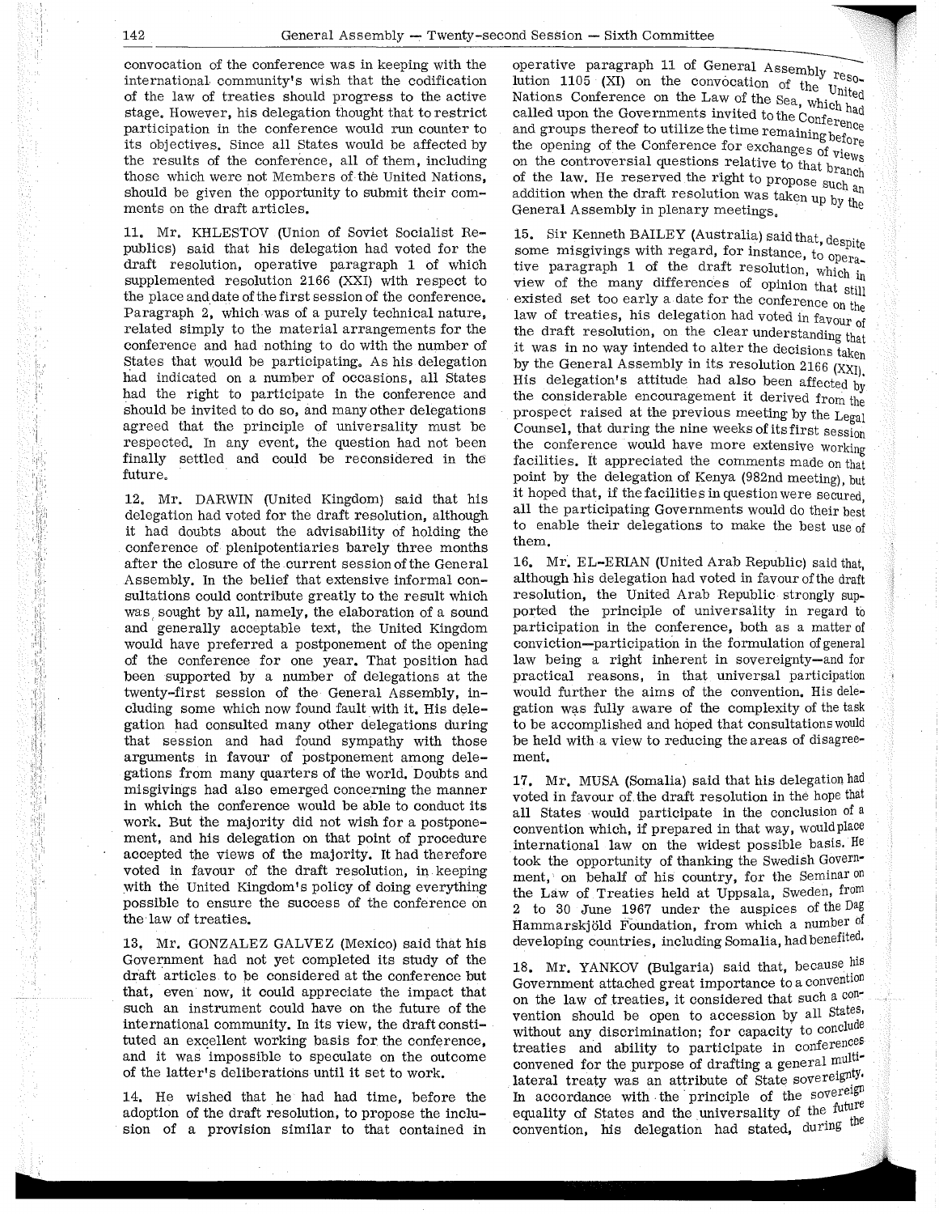convocation of the conference was in keeping with the international community's wish that the codification of the law of treaties should progress to the active stage. However, his delegation thought that to restrict participation in the conference would run counter to its objectives. Since all States would be affected by the results of the conference, all of them, including those which were not Members of the United Nations, should be given the opportunity to submit their comments on the draft articles.

11. Mr. KHLESTOV (Union of Soviet Socialist Republics) said that his delegation had voted for the draft resolution, operative paragraph 1 of which supplemented resolution 2166 (XXI) with respect to the place and date of the first session of the conference. Paragraph 2, which was of a purely technical nature, related simply to the material arrangements for the conference and had nothing to do with the number of States that would be participating. As his delegation had indicated on a number of occasions, all States had the right to participate in the conference and should be invited to do so, and many other delegations agreed that the principle of universality must be respected. In any event, the question had not been finally settled and could be reconsidered in the future.

12. Mr. DARWIN (United Kingdom) said that his delegation had voted for the draft resolution, although it had doubts about the advisability of holding the conference of plenipotentiaries barely three months after the closure of the current session of the General Assembly. In the belief that extensive informal consultations could contribute greatly to the result which was sought by all, namely, the elaboration of a sound and generally acceptable text, the United Kingdom would have preferred a postponement of the opening of the conference for one year. That position had been supported by a number of delegations at the twenty-first session of the General Assembly, including some which now found fault with it. His delegation had consulted many other delegations during that session and had found sympathy with those arguments in favour of postponement among delegations from many quarters of the world. Doubts and misgivings had also emerged concerning the manner in which the conference would be able to conduct its work. But the majority did not wish for a postponement, and his delegation on that point of procedure accepted the views of the majority. It had therefore voted in favour of the draft resolution, in keeping with the United Kingdom's policy of doing everything possible to ensure the success of the conference on the law of treaties.

13. Mr. GONZALEZ GALVEZ (Mexico) said that his Government had not yet completed its study of the draft articles to be considered at the conference but that, even now, it could appreciate the impact that such an instrument could have on the future of the international community. In its view, the draft constituted an excellent working basis for the conference, and it was impossible to speculate on the outcome of the latter's deliberations until it set to work.

14. He wished that he had had time, before the adoption of the draft resolution, to propose the inclusion of a provision similar to that contained in operative paragraph 11 of General Assembly resolution 1105 (XI) on the convocation of the United Nations Conference on the Law of the Sea, which had called upon the Governments invited to the Conference and groups thereof to utilize the time remaining before the opening of the Conference for exchanges of views on the controversial questions relative to that branch of the law. He reserved the right to propose such an addition when the draft resolution was taken up by the General Assembly in plenary meetings.

15. Sir Kenneth BAILEY (Australia) said that, despite some misgivings with regard, for instance, to operative paragraph 1 of the draft resolution, which in view of the many differences of opinion that still existed set too early a date for the conference on the law of treaties, his delegation had voted in favour of the draft resolution, on the clear understanding that it was in no way intended to alter the decisions taken by the General Assembly in its resolution 2166 (XXI). His delegation's attitude had also been affected by the considerable encouragement it derived from the prospect raised at the previous meeting by the Legal Counsel, that during the nine weeks of its first session the conference would have more extensive working facilities. It appreciated the comments made on that point by the delegation of Kenya (982nd meeting), but it hoped that, if the facilities in question were secured, all the participating Governments would do their best to enable their delegations to make the best use of them.

16. Mr. EL-ERIAN (United Arab Republic) said that, although his delegation had voted in favour of the draft resolution, the United Arab Republic strongly supported the principle of universality in regard to participation in the conference, both as a matter of conviction—participation in the formulation of general law being a right inherent in sovereignty—and for practical reasons, in that universal participation would further the aims of the convention. His delegation was fully aware of the complexity of the task to be accomplished and hoped that consultations would be held with a view to reducing the areas of disagreement.

17. Mr. MUSA (Somalia) said that his delegation had voted in favour of the draft resolution in the hope that all States would participate in the conclusion of a convention which, if prepared in that way, would place international law on the widest possible basis. He took the opportunity of thanking the Swedish Government, on behalf of his country, for the Seminar on the Law of Treaties held at Uppsala, Sweden, from 2 to 30 June 1967 under the auspices of the Dag Hammarskjöld Foundation, from which a number of developing countries, including Somalia, had benefited.

18. Mr. YANKOV (Bulgaria) said that, because his Government attached great importance to a convention on the law of treaties, it considered that such a convention should be open to accession by all States, without any discrimination; for capacity to conclude treaties and ability to participate in conferences convened for the purpose of drafting a general multilateral treaty was an attribute of State sovereignty. In accordance with the principle of the sovereign equality of States and the universality of the future convention, his delegation had stated, during the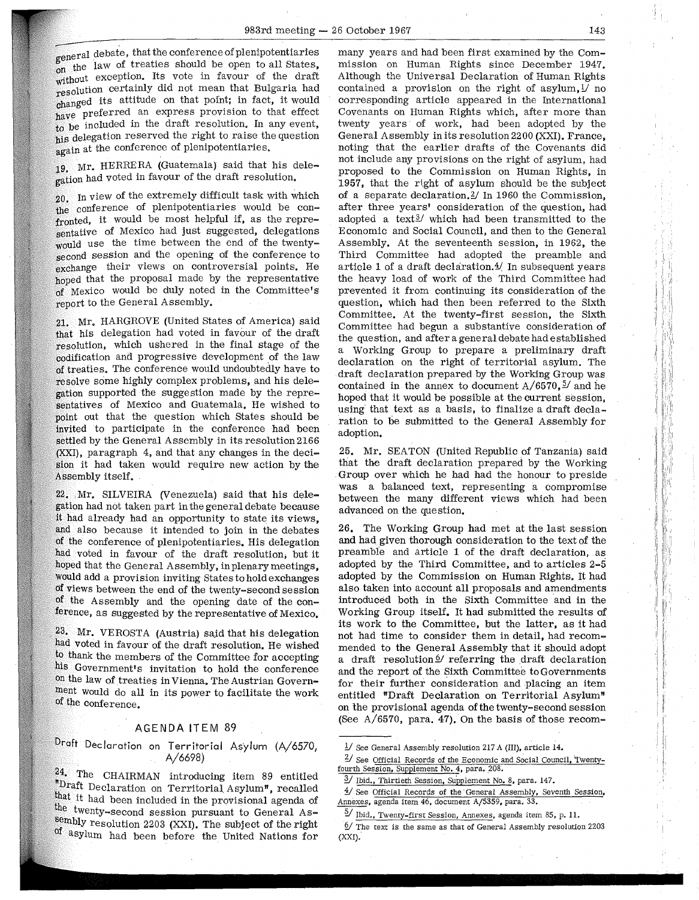general debate, that the conference of plenipotentiaries on the law of treaties should be open to all States, without exception. Its vote in favour of the draft resolution certainly did not mean that Bulgaria had changed its attitude on that point; in fact, it would have preferred an express provision to that effect to be included in the draft resolution. In any event, his delegation reserved the right to raise the question again at the conference of plenipotentiaries.

19. Mr. HERRERA (Guatemala) said that his delegation had voted in favour of the draft resolution.

20. In view of the extremely difficult task with which the conference of plenipotentiaries would be confronted, it would be most helpful if, as the representative of Mexico had just suggested, delegations would use the time between the end of the twenty-second session and the opening of the conference to exchange their views on controversial points. He hoped that the proposal made by the representative of Mexico would be duly noted in the Committee's report to the General Assembly.

21. Mr. HARGROVE (United States of America) said that his delegation had voted in favour of the draft resolution, which ushered in the final stage of the codification and progressive development of the law of treaties. The conference would undoubtedly have to resolve some highly complex problems, and his delegation supported the suggestion made by the representatives of Mexico and Guatemala. He wished to point out that the question which States should be invited to participate in the conference had been settled by the General Assembly in its resolution 2166 (XXI), paragraph 4, and that any changes in the decision it had taken would require new action by the Assembly itself.

22. Mr. SILVEIRA (Venezuela) said that his delegation had not taken part in the general debate because it had already had an opportunity to state its views, and also because it intended to join in the debates of the conference of plenipotentiaries. His delegation had voted in favour of the draft resolution, but it hoped that the General Assembly, in plenary meetings, would add a provision inviting States to hold exchanges of views between the end of the twenty-second session of the Assembly and the opening date of the conference, as suggested by the representative of Mexico.

23. Mr. VEROSTA (Austria) said that his delegation had voted in favour of the draft resolution. He wished to thank the members of the Committee for accepting his Government's invitation to hold the conference on the law of treaties in Vienna. The Austrian Government would do all in its power to facilitate the work of the conference.

## AGENDA ITEM 89

### Draft Declaration on Territorial Asylum (A/6570, A/6698)

24. The CHAIRMAN introducing item 89 entitled "Draft Declaration on Territorial Asylum", recalled that it had been included in the provisional agenda of the twenty-second session pursuant to General Assembly resolution 2203 (XXI). The subject of the right of asylum had been before the United Nations for many years and had been first examined by the Commission on Human Rights since December 1947. Although the Universal Declaration of Human Rights contained a provision on the right of asylum,[1] no corresponding article appeared in the International Covenants on Human Rights which, after more than twenty years of work, had been adopted by the General Assembly in its resolution 2200 (XXI). France, noting that the earlier drafts of the Covenants did not include any provisions on the right of asylum, had proposed to the Commission on Human Rights, in 1957, that the right of asylum should be the subject of a separate declaration.[2] In 1960 the Commission, after three years' consideration of the question, had adopted a text[3] which had been transmitted to the Economic and Social Council, and then to the General Assembly. At the seventeenth session, in 1962, the Third Committee had adopted the preamble and article 1 of a draft declaration.[4] In subsequent years the heavy load of work of the Third Committee had prevented it from continuing its consideration of the question, which had then been referred to the Sixth Committee. At the twenty-first session, the Sixth Committee had begun a substantive consideration of the question, and after a general debate had established a Working Group to prepare a preliminary draft declaration on the right of territorial asylum. The draft declaration prepared by the Working Group was contained in the annex to document A/6570,[5] and he hoped that it would be possible at the current session, using that text as a basis, to finalize a draft declaration to be submitted to the General Assembly for adoption.

25. Mr. SEATON (United Republic of Tanzania) said that the draft declaration prepared by the Working Group over which he had had the honour to preside was a balanced text, representing a compromise between the many different views which had been advanced on the question.

26. The Working Group had met at the last session and had given thorough consideration to the text of the preamble and article 1 of the draft declaration, as adopted by the Third Committee, and to articles 2-5 adopted by the Commission on Human Rights. It had also taken into account all proposals and amendments introduced both in the Sixth Committee and in the Working Group itself. It had submitted the results of its work to the Committee, but the latter, as it had not had time to consider them in detail, had recommended to the General Assembly that it should adopt a draft resolution[6] referring the draft declaration and the report of the Sixth Committee to Governments for their further consideration and placing an item entitled "Draft Declaration on Territorial Asylum" on the provisional agenda of the twenty-second session (See A/6570, para. 47). On the basis of those recom-

---

[1] See General Assembly resolution 217 A (III), article 14.

[2] See Official Records of the Economic and Social Council, Twenty-fourth Session, Supplement No. 4, para. 208.

[3] Ibid., Thirtieth Session, Supplement No. 8, para. 147.

[4] See Official Records of the General Assembly, Seventh Session, Annexes, agenda item 46, document A/5359, para. 33.

[5] Ibid., Twenty-first Session, Annexes, agenda item 85, p. 11.

[6] The text is the same as that of General Assembly resolution 2203 (XXI).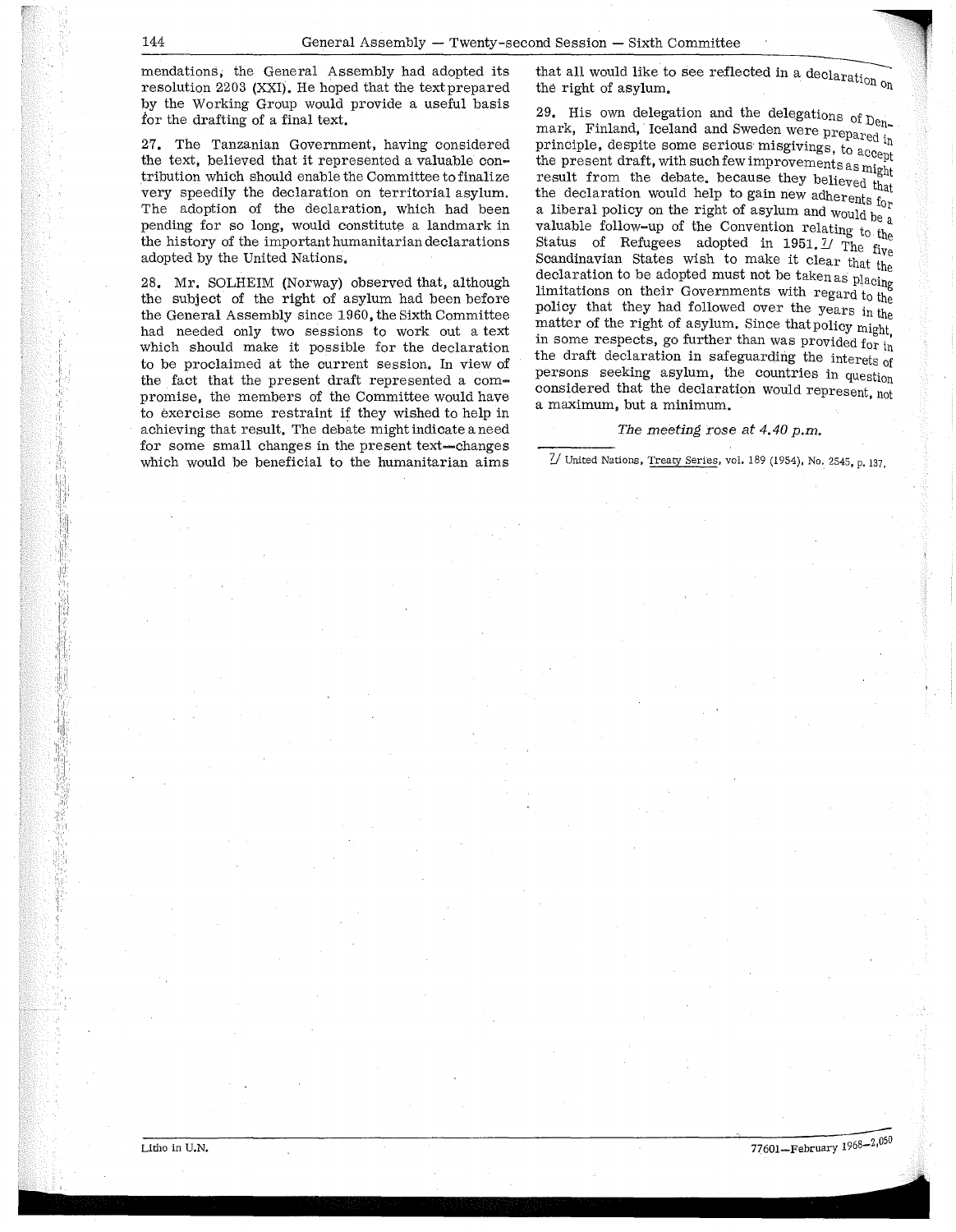mendations, the General Assembly had adopted its resolution 2203 (XXI). He hoped that the text prepared by the Working Group would provide a useful basis for the drafting of a final text.

27. The Tanzanian Government, having considered the text, believed that it represented a valuable contribution which should enable the Committee to finalize very speedily the declaration on territorial asylum. The adoption of the declaration, which had been pending for so long, would constitute a landmark in the history of the important humanitarian declarations adopted by the United Nations.

28. Mr. SOLHEIM (Norway) observed that, although the subject of the right of asylum had been before the General Assembly since 1960, the Sixth Committee had needed only two sessions to work out a text which should make it possible for the declaration to be proclaimed at the current session. In view of the fact that the present draft represented a compromise, the members of the Committee would have to exercise some restraint if they wished to help in achieving that result. The debate might indicate a need for some small changes in the present text—changes which would be beneficial to the humanitarian aims that all would like to see reflected in a declaration on the right of asylum.

29. His own delegation and the delegations of Denmark, Finland, Iceland and Sweden were prepared in principle, despite some serious misgivings, to accept the present draft, with such few improvements as might result from the debate, because they believed that the declaration would help to gain new adherents for a liberal policy on the right of asylum and would be a valuable follow-up of the Convention relating to the Status of Refugees adopted in 1951.[7] The five Scandinavian States wish to make it clear that the declaration to be adopted must not be taken as placing limitations on their Governments with regard to the policy that they had followed over the years in the matter of the right of asylum. Since that policy might, in some respects, go further than was provided for in the draft declaration in safeguarding the interets of persons seeking asylum, the countries in question considered that the declaration would represent, not a maximum, but a minimum.

*The meeting rose at 4.40 p.m.*

---

[7] United Nations, Treaty Series, vol. 189 (1954), No. 2545, p. 137.

Litho in U.N.

77601—February 1968—2,050